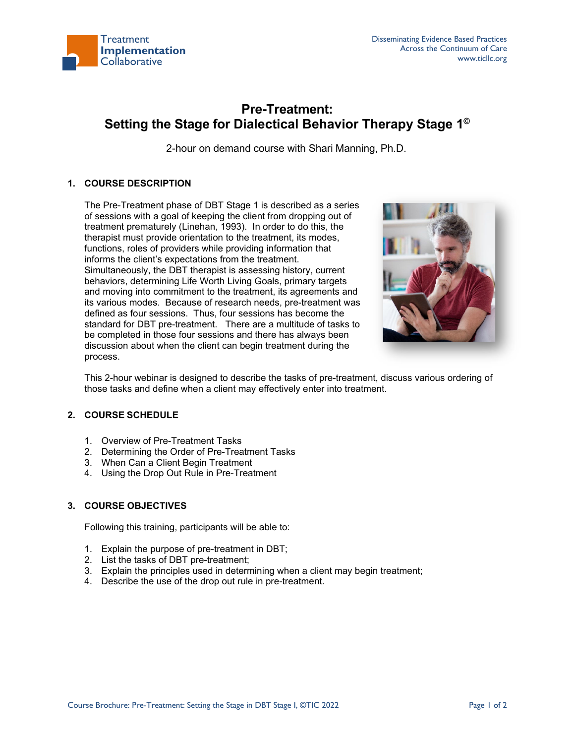# Pre-Treatment: Setting the Stage for Dialectical Behavior Therapy Stage 1©

2-hour on demand course with Shari Manning, Ph.D.

## 1. COURSE DESCRIPTION

The Pre-Treatment phase of DBT Stage 1 is described as a series of sessions with a goal of keeping the client from dropping out of treatment prematurely (Linehan, 1993). In order to do this, the therapist must provide orientation to the treatment, its modes, functions, roles of providers while providing information that informs the client's expectations from the treatment. Simultaneously, the DBT therapist is assessing history, current behaviors, determining Life Worth Living Goals, primary targets and moving into commitment to the treatment, its agreements and its various modes. Because of research needs, pre-treatment was defined as four sessions. Thus, four sessions has become the standard for DBT pre-treatment. There are a multitude of tasks to be completed in those four sessions and there has always been discussion about when the client can begin treatment during the process.

This 2-hour webinar is designed to describe the tasks of pre-treatment, discuss various ordering of those tasks and define when a client may effectively enter into treatment.

## 2. COURSE SCHEDULE

1. Overview of Pre-Treatment Tasks
2. Determining the Order of Pre-Treatment Tasks
3. When Can a Client Begin Treatment
4. Using the Drop Out Rule in Pre-Treatment

## 3. COURSE OBJECTIVES

Following this training, participants will be able to:

1. Explain the purpose of pre-treatment in DBT;
2. List the tasks of DBT pre-treatment;
3. Explain the principles used in determining when a client may begin treatment;
4. Describe the use of the drop out rule in pre-treatment.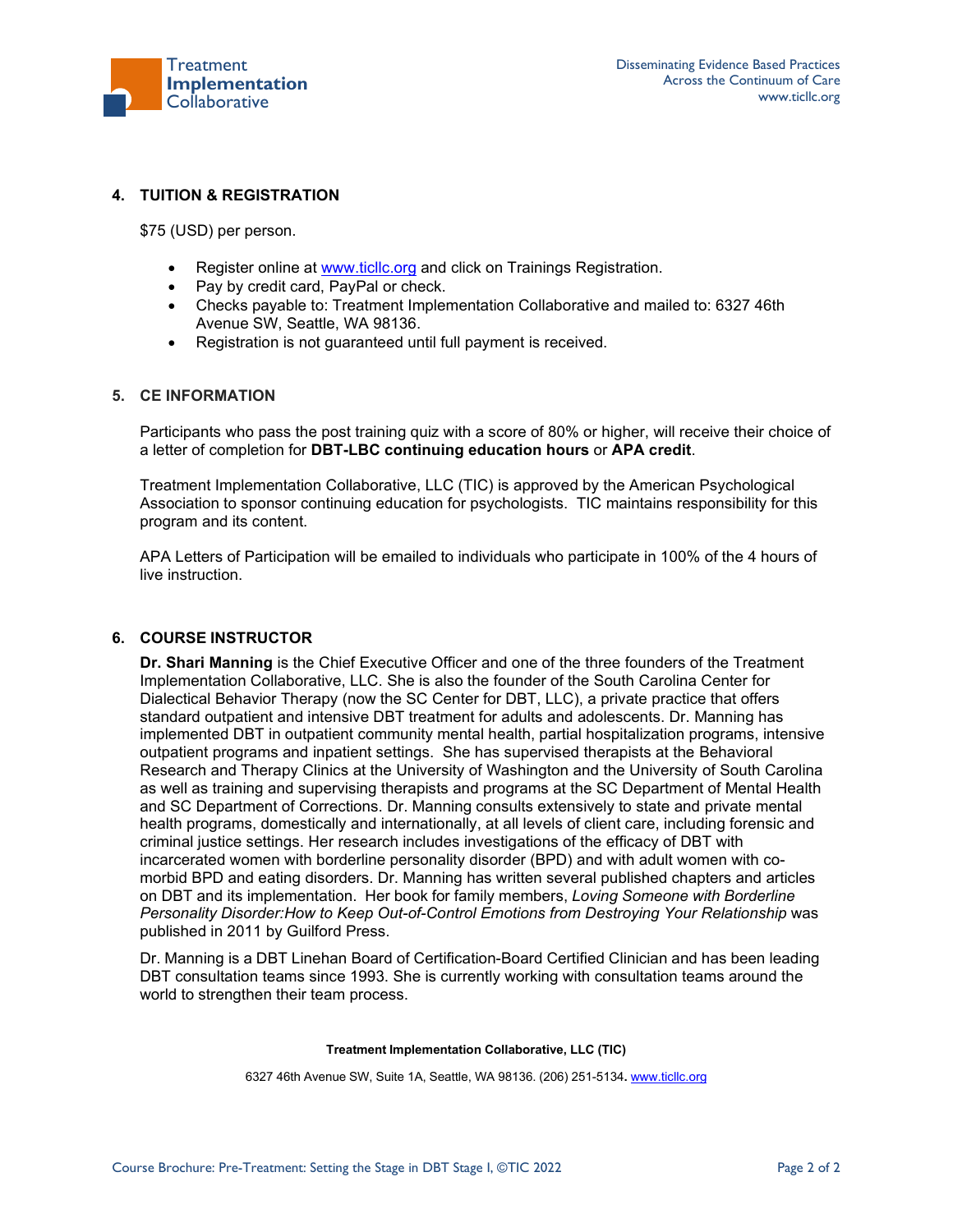## 4. TUITION & REGISTRATION

$75 (USD) per person.

- Register online at www.ticllc.org and click on Trainings Registration.
- Pay by credit card, PayPal or check.
- Checks payable to: Treatment Implementation Collaborative and mailed to: 6327 46th Avenue SW, Seattle, WA 98136.
- Registration is not guaranteed until full payment is received.

## 5. CE INFORMATION

Participants who pass the post training quiz with a score of 80% or higher, will receive their choice of a letter of completion for **DBT-LBC continuing education hours** or **APA credit**.

Treatment Implementation Collaborative, LLC (TIC) is approved by the American Psychological Association to sponsor continuing education for psychologists. TIC maintains responsibility for this program and its content.

APA Letters of Participation will be emailed to individuals who participate in 100% of the 4 hours of live instruction.

## 6. COURSE INSTRUCTOR

**Dr. Shari Manning** is the Chief Executive Officer and one of the three founders of the Treatment Implementation Collaborative, LLC. She is also the founder of the South Carolina Center for Dialectical Behavior Therapy (now the SC Center for DBT, LLC), a private practice that offers standard outpatient and intensive DBT treatment for adults and adolescents. Dr. Manning has implemented DBT in outpatient community mental health, partial hospitalization programs, intensive outpatient programs and inpatient settings. She has supervised therapists at the Behavioral Research and Therapy Clinics at the University of Washington and the University of South Carolina as well as training and supervising therapists and programs at the SC Department of Mental Health and SC Department of Corrections. Dr. Manning consults extensively to state and private mental health programs, domestically and internationally, at all levels of client care, including forensic and criminal justice settings. Her research includes investigations of the efficacy of DBT with incarcerated women with borderline personality disorder (BPD) and with adult women with co-morbid BPD and eating disorders. Dr. Manning has written several published chapters and articles on DBT and its implementation. Her book for family members, *Loving Someone with Borderline Personality Disorder:How to Keep Out-of-Control Emotions from Destroying Your Relationship* was published in 2011 by Guilford Press.

Dr. Manning is a DBT Linehan Board of Certification-Board Certified Clinician and has been leading DBT consultation teams since 1993. She is currently working with consultation teams around the world to strengthen their team process.

**Treatment Implementation Collaborative, LLC (TIC)**

6327 46th Avenue SW, Suite 1A, Seattle, WA 98136. (206) 251-5134. www.ticllc.org